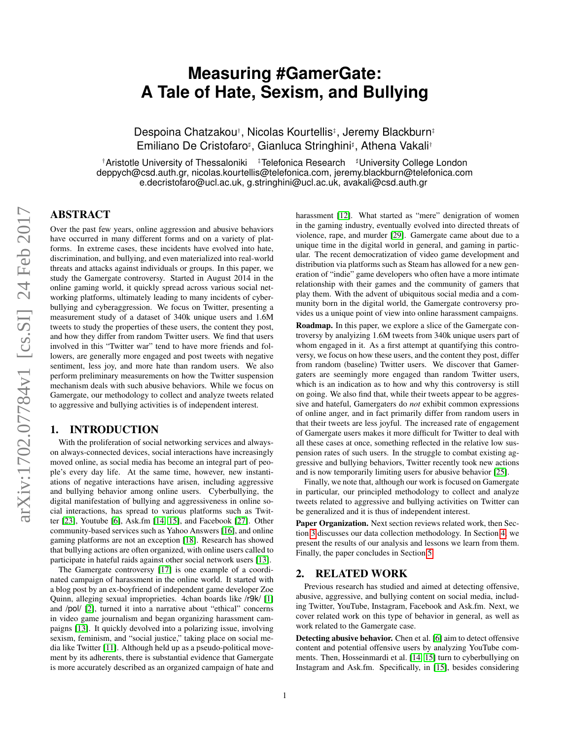# Measuring #GamerGate: A Tale of Hate, Sexism, and Bullying

Despoina Chatzakou[†], Nicolas Kourtellis[‡], Jeremy Blackburn[‡]
Emiliano De Cristofaro[♯], Gianluca Stringhini[♯], Athena Vakali[†]

[†]Aristotle University of Thessaloniki [‡]Telefonica Research [♯]University College London
deppych@csd.auth.gr, nicolas.kourtellis@telefonica.com, jeremy.blackburn@telefonica.com
e.decristofaro@ucl.ac.uk, g.stringhini@ucl.ac.uk, avakali@csd.auth.gr

## ABSTRACT

Over the past few years, online aggression and abusive behaviors have occurred in many different forms and on a variety of platforms. In extreme cases, these incidents have evolved into hate, discrimination, and bullying, and even materialized into real-world threats and attacks against individuals or groups. In this paper, we study the Gamergate controversy. Started in August 2014 in the online gaming world, it quickly spread across various social networking platforms, ultimately leading to many incidents of cyberbullying and cyberaggression. We focus on Twitter, presenting a measurement study of a dataset of 340k unique users and 1.6M tweets to study the properties of these users, the content they post, and how they differ from random Twitter users. We find that users involved in this "Twitter war" tend to have more friends and followers, are generally more engaged and post tweets with negative sentiment, less joy, and more hate than random users. We also perform preliminary measurements on how the Twitter suspension mechanism deals with such abusive behaviors. While we focus on Gamergate, our methodology to collect and analyze tweets related to aggressive and bullying activities is of independent interest.

## 1. INTRODUCTION

With the proliferation of social networking services and always-on always-connected devices, social interactions have increasingly moved online, as social media has become an integral part of people's every day life. At the same time, however, new instantiations of negative interactions have arisen, including aggressive and bullying behavior among online users. Cyberbullying, the digital manifestation of bullying and aggressiveness in online social interactions, has spread to various platforms such as Twitter [23], Youtube [6], Ask.fm [14, 15], and Facebook [27]. Other community-based services such as Yahoo Answers [16], and online gaming platforms are not an exception [18]. Research has showed that bullying actions are often organized, with online users called to participate in hateful raids against other social network users [13].

The Gamergate controversy [17] is one example of a coordinated campaign of harassment in the online world. It started with a blog post by an ex-boyfriend of independent game developer Zoe Quinn, alleging sexual improprieties. 4chan boards like /r9k/ [1] and /pol/ [2], turned it into a narrative about "ethical" concerns in video game journalism and began organizing harassment campaigns [13]. It quickly devolved into a polarizing issue, involving sexism, feminism, and "social justice," taking place on social media like Twitter [11]. Although held up as a pseudo-political movement by its adherents, there is substantial evidence that Gamergate is more accurately described as an organized campaign of hate and harassment [12]. What started as "mere" denigration of women in the gaming industry, eventually evolved into directed threats of violence, rape, and murder [29]. Gamergate came about due to a unique time in the digital world in general, and gaming in particular. The recent democratization of video game development and distribution via platforms such as Steam has allowed for a new generation of "indie" game developers who often have a more intimate relationship with their games and the community of gamers that play them. With the advent of ubiquitous social media and a community born in the digital world, the Gamergate controversy provides us a unique point of view into online harassment campaigns.

**Roadmap.** In this paper, we explore a slice of the Gamergate controversy by analyzing 1.6M tweets from 340k unique users part of whom engaged in it. As a first attempt at quantifying this controversy, we focus on how these users, and the content they post, differ from random (baseline) Twitter users. We discover that Gamergaters are seemingly more engaged than random Twitter users, which is an indication as to how and why this controversy is still on going. We also find that, while their tweets appear to be aggressive and hateful, Gamergaters do *not* exhibit common expressions of online anger, and in fact primarily differ from random users in that their tweets are less joyful. The increased rate of engagement of Gamergate users makes it more difficult for Twitter to deal with all these cases at once, something reflected in the relative low suspension rates of such users. In the struggle to combat existing aggressive and bullying behaviors, Twitter recently took new actions and is now temporarily limiting users for abusive behavior [25].

Finally, we note that, although our work is focused on Gamergate in particular, our principled methodology to collect and analyze tweets related to aggressive and bullying activities on Twitter can be generalized and it is thus of independent interest.

**Paper Organization.** Next section reviews related work, then Section 3 discusses our data collection methodology. In Section 4, we present the results of our analysis and lessons we learn from them. Finally, the paper concludes in Section 5.

## 2. RELATED WORK

Previous research has studied and aimed at detecting offensive, abusive, aggressive, and bullying content on social media, including Twitter, YouTube, Instagram, Facebook and Ask.fm. Next, we cover related work on this type of behavior in general, as well as work related to the Gamergate case.

**Detecting abusive behavior.** Chen et al. [6] aim to detect offensive content and potential offensive users by analyzing YouTube comments. Then, Hosseinmardi et al. [14, 15] turn to cyberbullying on Instagram and Ask.fm. Specifically, in [15], besides considering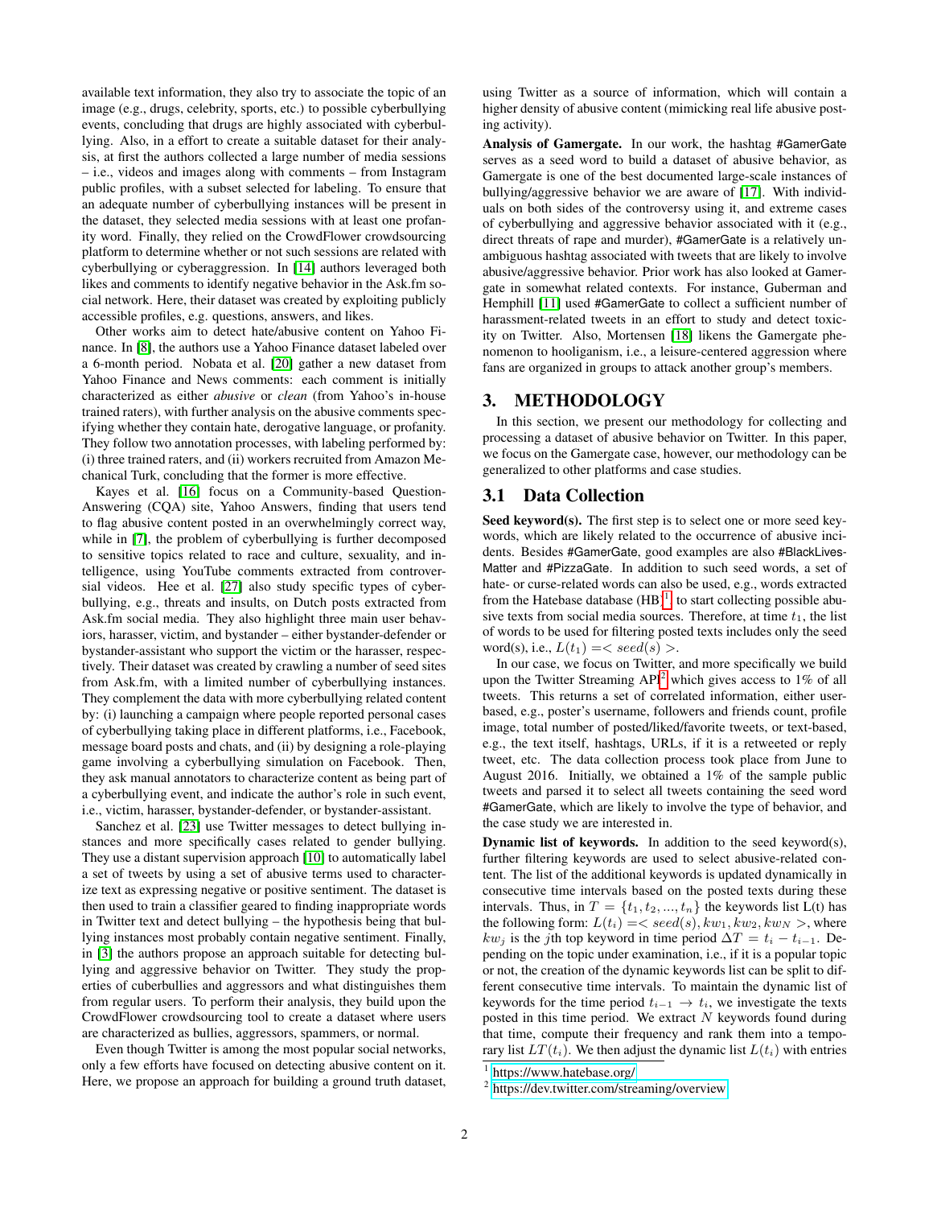available text information, they also try to associate the topic of an image (e.g., drugs, celebrity, sports, etc.) to possible cyberbullying events, concluding that drugs are highly associated with cyberbullying. Also, in a effort to create a suitable dataset for their analysis, at first the authors collected a large number of media sessions – i.e., videos and images along with comments – from Instagram public profiles, with a subset selected for labeling. To ensure that an adequate number of cyberbullying instances will be present in the dataset, they selected media sessions with at least one profanity word. Finally, they relied on the CrowdFlower crowdsourcing platform to determine whether or not such sessions are related with cyberbullying or cyberaggression. In [14] authors leveraged both likes and comments to identify negative behavior in the Ask.fm social network. Here, their dataset was created by exploiting publicly accessible profiles, e.g. questions, answers, and likes.

Other works aim to detect hate/abusive content on Yahoo Finance. In [8], the authors use a Yahoo Finance dataset labeled over a 6-month period. Nobata et al. [20] gather a new dataset from Yahoo Finance and News comments: each comment is initially characterized as either *abusive* or *clean* (from Yahoo's in-house trained raters), with further analysis on the abusive comments specifying whether they contain hate, derogative language, or profanity. They follow two annotation processes, with labeling performed by: (i) three trained raters, and (ii) workers recruited from Amazon Mechanical Turk, concluding that the former is more effective.

Kayes et al. [16] focus on a Community-based Question-Answering (CQA) site, Yahoo Answers, finding that users tend to flag abusive content posted in an overwhelmingly correct way, while in [7], the problem of cyberbullying is further decomposed to sensitive topics related to race and culture, sexuality, and intelligence, using YouTube comments extracted from controversial videos. Hee et al. [27] also study specific types of cyberbullying, e.g., threats and insults, on Dutch posts extracted from Ask.fm social media. They also highlight three main user behaviors, harasser, victim, and bystander – either bystander-defender or bystander-assistant who support the victim or the harasser, respectively. Their dataset was created by crawling a number of seed sites from Ask.fm, with a limited number of cyberbullying instances. They complement the data with more cyberbullying related content by: (i) launching a campaign where people reported personal cases of cyberbullying taking place in different platforms, i.e., Facebook, message board posts and chats, and (ii) by designing a role-playing game involving a cyberbullying simulation on Facebook. Then, they ask manual annotators to characterize content as being part of a cyberbullying event, and indicate the author's role in such event, i.e., victim, harasser, bystander-defender, or bystander-assistant.

Sanchez et al. [23] use Twitter messages to detect bullying instances and more specifically cases related to gender bullying. They use a distant supervision approach [10] to automatically label a set of tweets by using a set of abusive terms used to characterize text as expressing negative or positive sentiment. The dataset is then used to train a classifier geared to finding inappropriate words in Twitter text and detect bullying – the hypothesis being that bullying instances most probably contain negative sentiment. Finally, in [3] the authors propose an approach suitable for detecting bullying and aggressive behavior on Twitter. They study the properties of cuberbullies and aggressors and what distinguishes them from regular users. To perform their analysis, they build upon the CrowdFlower crowdsourcing tool to create a dataset where users are characterized as bullies, aggressors, spammers, or normal.

Even though Twitter is among the most popular social networks, only a few efforts have focused on detecting abusive content on it. Here, we propose an approach for building a ground truth dataset, using Twitter as a source of information, which will contain a higher density of abusive content (mimicking real life abusive posting activity).

**Analysis of Gamergate.** In our work, the hashtag #GamerGate serves as a seed word to build a dataset of abusive behavior, as Gamergate is one of the best documented large-scale instances of bullying/aggressive behavior we are aware of [17]. With individuals on both sides of the controversy using it, and extreme cases of cyberbullying and aggressive behavior associated with it (e.g., direct threats of rape and murder), #GamerGate is a relatively unambiguous hashtag associated with tweets that are likely to involve abusive/aggressive behavior. Prior work has also looked at Gamergate in somewhat related contexts. For instance, Guberman and Hemphill [11] used #GamerGate to collect a sufficient number of harassment-related tweets in an effort to study and detect toxicity on Twitter. Also, Mortensen [18] likens the Gamergate phenomenon to hooliganism, i.e., a leisure-centered aggression where fans are organized in groups to attack another group's members.

# 3. METHODOLOGY

In this section, we present our methodology for collecting and processing a dataset of abusive behavior on Twitter. In this paper, we focus on the Gamergate case, however, our methodology can be generalized to other platforms and case studies.

## 3.1 Data Collection

**Seed keyword(s).** The first step is to select one or more seed keywords, which are likely related to the occurrence of abusive incidents. Besides #GamerGate, good examples are also #BlackLivesMatter and #PizzaGate. In addition to such seed words, a set of hate- or curse-related words can also be used, e.g., words extracted from the Hatebase database (HB)[1] to start collecting possible abusive texts from social media sources. Therefore, at time $t_1$, the list of words to be used for filtering posted texts includes only the seed word(s), i.e., $L(t_1) =< seed(s) >$.

In our case, we focus on Twitter, and more specifically we build upon the Twitter Streaming API[2] which gives access to 1% of all tweets. This returns a set of correlated information, either user-based, e.g., poster's username, followers and friends count, profile image, total number of posted/liked/favorite tweets, or text-based, e.g., the text itself, hashtags, URLs, if it is a retweeted or reply tweet, etc. The data collection process took place from June to August 2016. Initially, we obtained a 1% of the sample public tweets and parsed it to select all tweets containing the seed word #GamerGate, which are likely to involve the type of behavior, and the case study we are interested in.

**Dynamic list of keywords.** In addition to the seed keyword(s), further filtering keywords are used to select abusive-related content. The list of the additional keywords is updated dynamically in consecutive time intervals based on the posted texts during these intervals. Thus, in $T = \{t_1, t_2, ..., t_n\}$ the keywords list L(t) has the following form: $L(t_i) =< seed(s), kw_1, kw_2, kw_N >$, where $kw_j$ is the $j$th top keyword in time period $\Delta T = t_i - t_{i-1}$. Depending on the topic under examination, i.e., if it is a popular topic or not, the creation of the dynamic keywords list can be split to different consecutive time intervals. To maintain the dynamic list of keywords for the time period $t_{i-1} \rightarrow t_i$, we investigate the texts posted in this time period. We extract $N$ keywords found during that time, compute their frequency and rank them into a temporary list $LT(t_i)$. We then adjust the dynamic list $L(t_i)$ with entries

[1] https://www.hatebase.org/

[2] https://dev.twitter.com/streaming/overview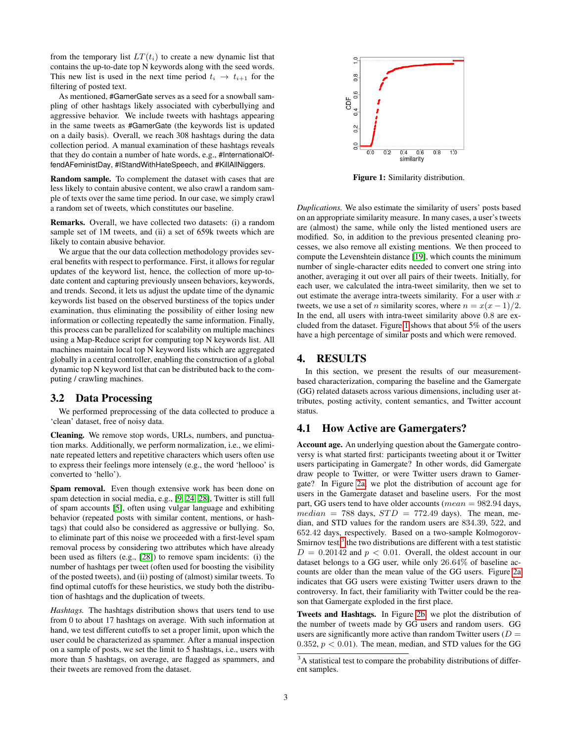from the temporary list $LT(t_i)$ to create a new dynamic list that contains the up-to-date top N keywords along with the seed words. This new list is used in the next time period $t_i \rightarrow t_{i+1}$ for the filtering of posted text.

As mentioned, #GamerGate serves as a seed for a snowball sampling of other hashtags likely associated with cyberbullying and aggressive behavior. We include tweets with hashtags appearing in the same tweets as #GamerGate (the keywords list is updated on a daily basis). Overall, we reach 308 hashtags during the data collection period. A manual examination of these hashtags reveals that they do contain a number of hate words, e.g., #InternationalOffendAFeministDay, #IStandWithHateSpeech, and #KillAllNiggers.

**Random sample.** To complement the dataset with cases that are less likely to contain abusive content, we also crawl a random sample of texts over the same time period. In our case, we simply crawl a random set of tweets, which constitutes our baseline.

**Remarks.** Overall, we have collected two datasets: (i) a random sample set of 1M tweets, and (ii) a set of 659k tweets which are likely to contain abusive behavior.

We argue that the our data collection methodology provides several benefits with respect to performance. First, it allows for regular updates of the keyword list, hence, the collection of more up-to-date content and capturing previously unseen behaviors, keywords, and trends. Second, it lets us adjust the update time of the dynamic keywords list based on the observed burstiness of the topics under examination, thus eliminating the possibility of either losing new information or collecting repeatedly the same information. Finally, this process can be parallelized for scalability on multiple machines using a Map-Reduce script for computing top N keywords list. All machines maintain local top N keyword lists which are aggregated globally in a central controller, enabling the construction of a global dynamic top N keyword list that can be distributed back to the computing / crawling machines.

## 3.2 Data Processing

We performed preprocessing of the data collected to produce a 'clean' dataset, free of noisy data.

**Cleaning.** We remove stop words, URLs, numbers, and punctuation marks. Additionally, we perform normalization, i.e., we eliminate repeated letters and repetitive characters which users often use to express their feelings more intensely (e.g., the word 'hellooo' is converted to 'hello').

**Spam removal.** Even though extensive work has been done on spam detection in social media, e.g., [9, 24, 28], Twitter is still full of spam accounts [5], often using vulgar language and exhibiting behavior (repeated posts with similar content, mentions, or hashtags) that could also be considered as aggressive or bullying. So, to eliminate part of this noise we proceeded with a first-level spam removal process by considering two attributes which have already been used as filters (e.g., [28]) to remove spam incidents: (i) the number of hashtags per tweet (often used for boosting the visibility of the posted tweets), and (ii) posting of (almost) similar tweets. To find optimal cutoffs for these heuristics, we study both the distribution of hashtags and the duplication of tweets.

*Hashtags.* The hashtags distribution shows that users tend to use from 0 to about 17 hashtags on average. With such information at hand, we test different cutoffs to set a proper limit, upon which the user could be characterized as spammer. After a manual inspection on a sample of posts, we set the limit to 5 hashtags, i.e., users with more than 5 hashtags, on average, are flagged as spammers, and their tweets are removed from the dataset.

**Figure 1:** Similarity distribution.

*Duplications.* We also estimate the similarity of users' posts based on an appropriate similarity measure. In many cases, a user's tweets are (almost) the same, while only the listed mentioned users are modified. So, in addition to the previous presented cleaning processes, we also remove all existing mentions. We then proceed to compute the Levenshtein distance [19], which counts the minimum number of single-character edits needed to convert one string into another, averaging it out over all pairs of their tweets. Initially, for each user, we calculated the intra-tweet similarity, then we set to out estimate the average intra-tweets similarity. For a user with $x$ tweets, we use a set of $n$ similarity scores, where $n = x(x-1)/2$. In the end, all users with intra-tweet similarity above 0.8 are excluded from the dataset. Figure 1 shows that about 5% of the users have a high percentage of similar posts and which were removed.

# 4. RESULTS

In this section, we present the results of our measurement-based characterization, comparing the baseline and the Gamergate (GG) related datasets across various dimensions, including user attributes, posting activity, content semantics, and Twitter account status.

## 4.1 How Active are Gamergaters?

**Account age.** An underlying question about the Gamergate controversy is what started first: participants tweeting about it or Twitter users participating in Gamergate? In other words, did Gamergate draw people to Twitter, or were Twitter users drawn to Gamergate? In Figure 2a, we plot the distribution of account age for users in the Gamergate dataset and baseline users. For the most part, GG users tend to have older accounts ($mean = 982.94$ days, $median = 788$ days, $STD = 772.49$ days). The mean, median, and STD values for the random users are 834.39, 522, and 652.42 days, respectively. Based on a two-sample Kolmogorov-Smirnov test[3] the two distributions are different with a test statistic $D = 0.20142$ and $p < 0.01$. Overall, the oldest account in our dataset belongs to a GG user, while only 26.64% of baseline accounts are older than the mean value of the GG users. Figure 2a indicates that GG users were existing Twitter users drawn to the controversy. In fact, their familiarity with Twitter could be the reason that Gamergate exploded in the first place.

**Tweets and Hashtags.** In Figure 2b, we plot the distribution of the number of tweets made by GG users and random users. GG users are significantly more active than random Twitter users ($D = 0.352$, $p < 0.01$). The mean, median, and STD values for the GG

[3] A statistical test to compare the probability distributions of different samples.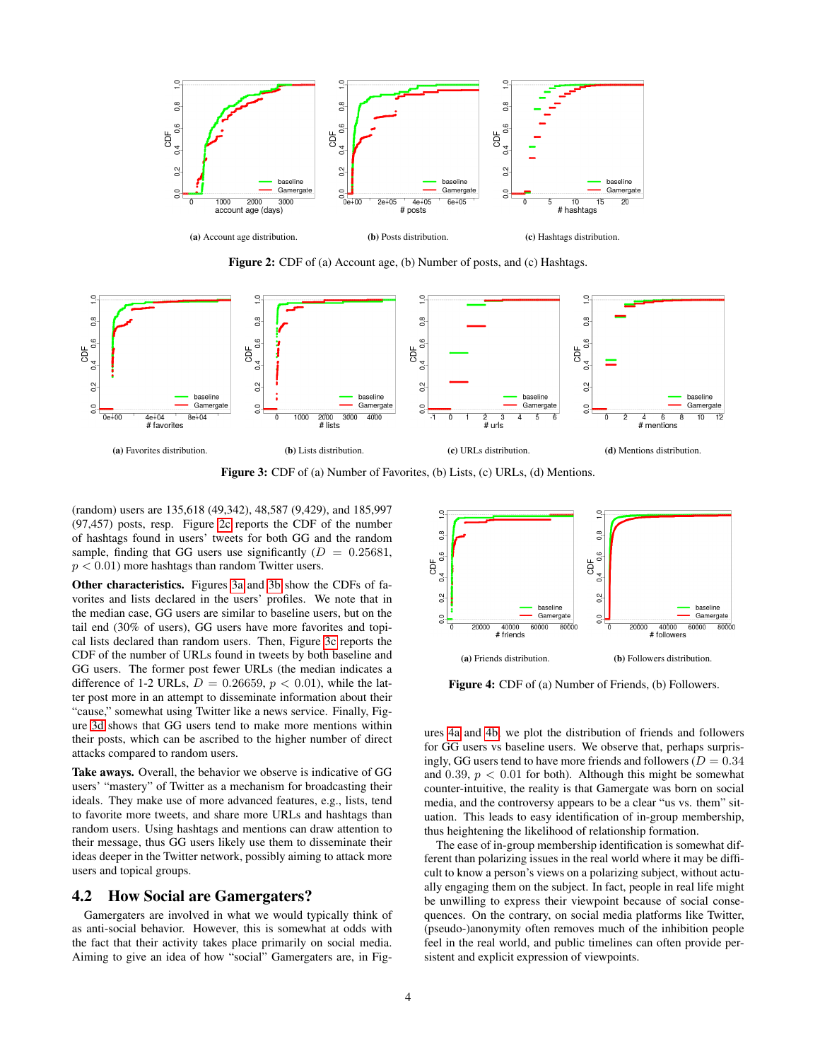(a) Account age distribution.

(b) Posts distribution.

(c) Hashtags distribution.

**Figure 2:** CDF of (a) Account age, (b) Number of posts, and (c) Hashtags.

(a) Favorites distribution.

(b) Lists distribution.

(c) URLs distribution.

(d) Mentions distribution.

**Figure 3:** CDF of (a) Number of Favorites, (b) Lists, (c) URLs, (d) Mentions.

(random) users are 135,618 (49,342), 48,587 (9,429), and 185,997 (97,457) posts, resp. Figure 2c reports the CDF of the number of hashtags found in users' tweets for both GG and the random sample, finding that GG users use significantly ($D = 0.25681$, $p < 0.01$) more hashtags than random Twitter users.

**Other characteristics.** Figures 3a and 3b show the CDFs of favorites and lists declared in the users' profiles. We note that in the median case, GG users are similar to baseline users, but on the tail end (30% of users), GG users have more favorites and topical lists declared than random users. Then, Figure 3c reports the CDF of the number of URLs found in tweets by both baseline and GG users. The former post fewer URLs (the median indicates a difference of 1-2 URLs, $D = 0.26659$, $p < 0.01$), while the latter post more in an attempt to disseminate information about their "cause," somewhat using Twitter like a news service. Finally, Figure 3d shows that GG users tend to make more mentions within their posts, which can be ascribed to the higher number of direct attacks compared to random users.

**Take aways.** Overall, the behavior we observe is indicative of GG users' "mastery" of Twitter as a mechanism for broadcasting their ideals. They make use of more advanced features, e.g., lists, tend to favorite more tweets, and share more URLs and hashtags than random users. Using hashtags and mentions can draw attention to their message, thus GG users likely use them to disseminate their ideas deeper in the Twitter network, possibly aiming to attack more users and topical groups.

## 4.2 How Social are Gamergaters?

Gamergaters are involved in what we would typically think of as anti-social behavior. However, this is somewhat at odds with the fact that their activity takes place primarily on social media. Aiming to give an idea of how "social" Gamergaters are, in Figures 4a and 4b, we plot the distribution of friends and followers for GG users vs baseline users. We observe that, perhaps surprisingly, GG users tend to have more friends and followers ($D = 0.34$ and $0.39$, $p < 0.01$ for both). Although this might be somewhat counter-intuitive, the reality is that Gamergate was born on social media, and the controversy appears to be a clear "us vs. them" situation. This leads to easy identification of in-group membership, thus heightening the likelihood of relationship formation.

(a) Friends distribution.

(b) Followers distribution.

**Figure 4:** CDF of (a) Number of Friends, (b) Followers.

The ease of in-group membership identification is somewhat different than polarizing issues in the real world where it may be difficult to know a person's views on a polarizing subject, without actually engaging them on the subject. In fact, people in real life might be unwilling to express their viewpoint because of social consequences. On the contrary, on social media platforms like Twitter, (pseudo-)anonymity often removes much of the inhibition people feel in the real world, and public timelines can often provide persistent and explicit expression of viewpoints.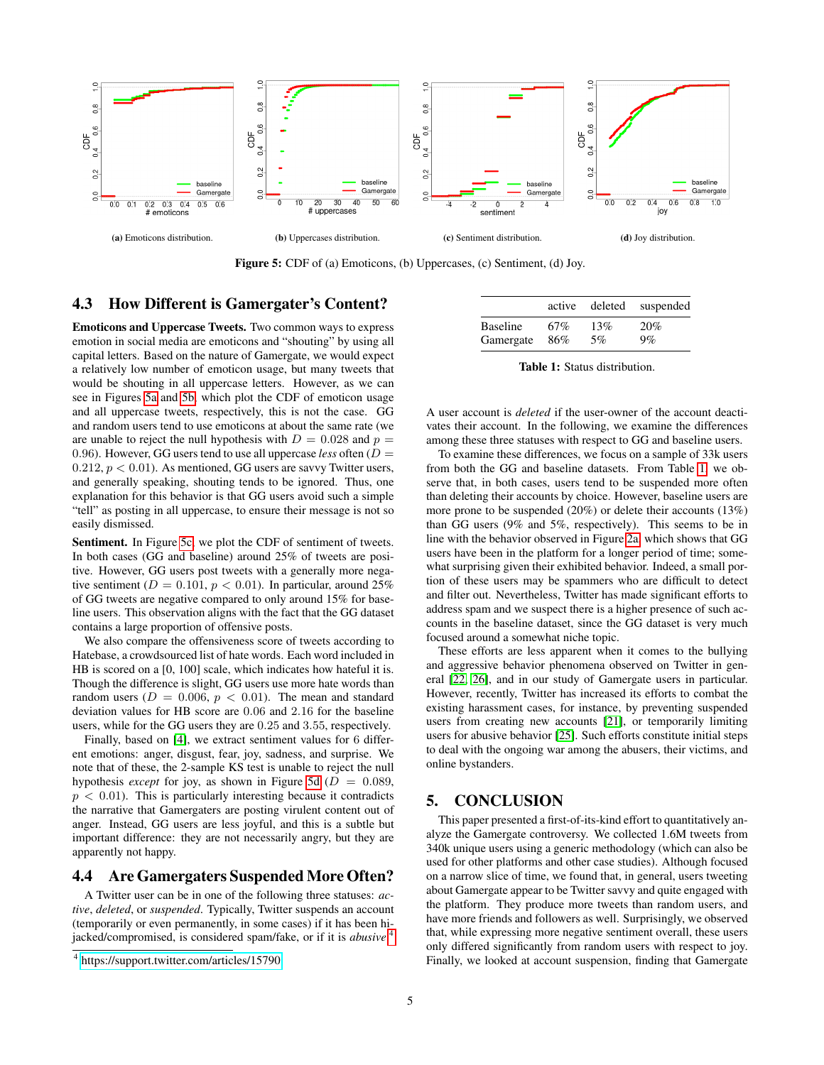(a) Emoticons distribution.

(b) Uppercases distribution.

(c) Sentiment distribution.

(d) Joy distribution.

**Figure 5:** CDF of (a) Emoticons, (b) Uppercases, (c) Sentiment, (d) Joy.

### 4.3 How Different is Gamergater's Content?

**Emoticons and Uppercase Tweets.** Two common ways to express emotion in social media are emoticons and "shouting" by using all capital letters. Based on the nature of Gamergate, we would expect a relatively low number of emoticon usage, but many tweets that would be shouting in all uppercase letters. However, as we can see in Figures 5a and 5b, which plot the CDF of emoticon usage and all uppercase tweets, respectively, this is not the case. GG and random users tend to use emoticons at about the same rate (we are unable to reject the null hypothesis with $D = 0.028$ and $p = 0.96$). However, GG users tend to use all uppercase *less* often ($D = 0.212$, $p < 0.01$). As mentioned, GG users are savvy Twitter users, and generally speaking, shouting tends to be ignored. Thus, one explanation for this behavior is that GG users avoid such a simple "tell" as posting in all uppercase, to ensure their message is not so easily dismissed.

**Sentiment.** In Figure 5c, we plot the CDF of sentiment of tweets. In both cases (GG and baseline) around 25% of tweets are positive. However, GG users post tweets with a generally more negative sentiment ($D = 0.101$, $p < 0.01$). In particular, around 25% of GG tweets are negative compared to only around 15% for baseline users. This observation aligns with the fact that the GG dataset contains a large proportion of offensive posts.

We also compare the offensiveness score of tweets according to Hatebase, a crowdsourced list of hate words. Each word included in HB is scored on a [0, 100] scale, which indicates how hateful it is. Though the difference is slight, GG users use more hate words than random users ($D = 0.006$, $p < 0.01$). The mean and standard deviation values for HB score are 0.06 and 2.16 for the baseline users, while for the GG users they are 0.25 and 3.55, respectively.

Finally, based on [4], we extract sentiment values for 6 different emotions: anger, disgust, fear, joy, sadness, and surprise. We note that of these, the 2-sample KS test is unable to reject the null hypothesis *except* for joy, as shown in Figure 5d ($D = 0.089$, $p < 0.01$). This is particularly interesting because it contradicts the narrative that Gamergaters are posting virulent content out of anger. Instead, GG users are less joyful, and this is a subtle but important difference: they are not necessarily angry, but they are apparently not happy.

### 4.4 Are Gamergaters Suspended More Often?

A Twitter user can be in one of the following three statuses: *active*, *deleted*, or *suspended*. Typically, Twitter suspends an account (temporarily or even permanently, in some cases) if it has been hijacked/compromised, is considered spam/fake, or if it is *abusive*.[4]

[4] https://support.twitter.com/articles/15790

| | active | deleted | suspended |
|---|---|---|---|
| Baseline | 67% | 13% | 20% |
| Gamergate | 86% | 5% | 9% |

**Table 1:** Status distribution.

A user account is *deleted* if the user-owner of the account deactivates their account. In the following, we examine the differences among these three statuses with respect to GG and baseline users.

To examine these differences, we focus on a sample of 33k users from both the GG and baseline datasets. From Table 1, we observe that, in both cases, users tend to be suspended more often than deleting their accounts by choice. However, baseline users are more prone to be suspended (20%) or delete their accounts (13%) than GG users (9% and 5%, respectively). This seems to be in line with the behavior observed in Figure 2a which shows that GG users have been in the platform for a longer period of time; somewhat surprising given their exhibited behavior. Indeed, a small portion of these users may be spammers who are difficult to detect and filter out. Nevertheless, Twitter has made significant efforts to address spam and we suspect there is a higher presence of such accounts in the baseline dataset, since the GG dataset is very much focused around a somewhat niche topic.

These efforts are less apparent when it comes to the bullying and aggressive behavior phenomena observed on Twitter in general [22, 26], and in our study of Gamergate users in particular. However, recently, Twitter has increased its efforts to combat the existing harassment cases, for instance, by preventing suspended users from creating new accounts [21], or temporarily limiting users for abusive behavior [25]. Such efforts constitute initial steps to deal with the ongoing war among the abusers, their victims, and online bystanders.

## 5. CONCLUSION

This paper presented a first-of-its-kind effort to quantitatively analyze the Gamergate controversy. We collected 1.6M tweets from 340k unique users using a generic methodology (which can also be used for other platforms and other case studies). Although focused on a narrow slice of time, we found that, in general, users tweeting about Gamergate appear to be Twitter savvy and quite engaged with the platform. They produce more tweets than random users, and have more friends and followers as well. Surprisingly, we observed that, while expressing more negative sentiment overall, these users only differed significantly from random users with respect to joy. Finally, we looked at account suspension, finding that Gamergate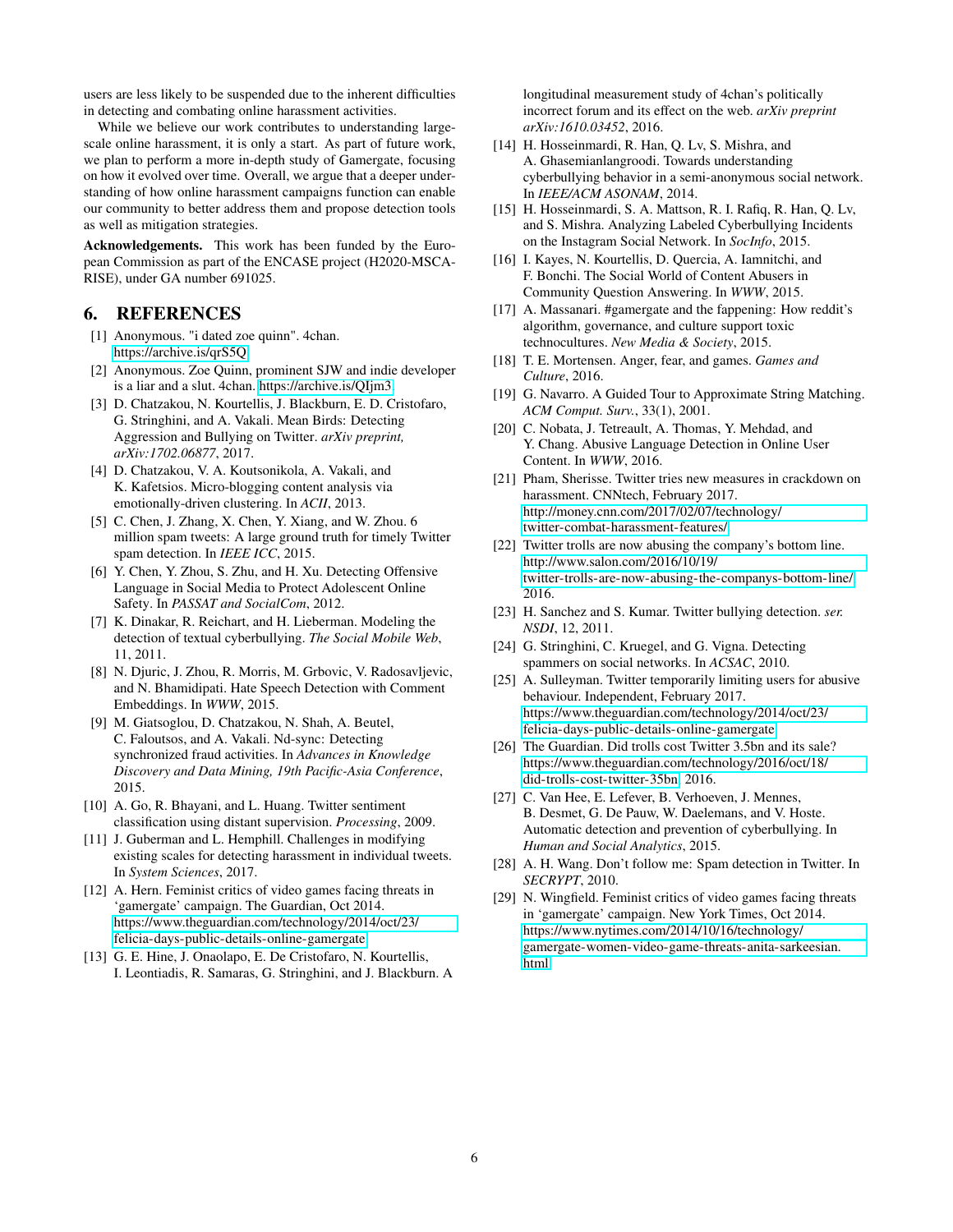users are less likely to be suspended due to the inherent difficulties in detecting and combating online harassment activities.

While we believe our work contributes to understanding large-scale online harassment, it is only a start. As part of future work, we plan to perform a more in-depth study of Gamergate, focusing on how it evolved over time. Overall, we argue that a deeper understanding of how online harassment campaigns function can enable our community to better address them and propose detection tools as well as mitigation strategies.

**Acknowledgements.** This work has been funded by the European Commission as part of the ENCASE project (H2020-MSCA-RISE), under GA number 691025.

## 6. REFERENCES

[1] Anonymous. "i dated zoe quinn". 4chan. https://archive.is/qrS5Q

[2] Anonymous. Zoe Quinn, prominent SJW and indie developer is a liar and a slut. 4chan. https://archive.is/QIjm3.

[3] D. Chatzakou, N. Kourtellis, J. Blackburn, E. D. Cristofaro, G. Stringhini, and A. Vakali. Mean Birds: Detecting Aggression and Bullying on Twitter. *arXiv preprint, arXiv:1702.06877*, 2017.

[4] D. Chatzakou, V. A. Koutsonikola, A. Vakali, and K. Kafetsios. Micro-blogging content analysis via emotionally-driven clustering. In *ACII*, 2013.

[5] C. Chen, J. Zhang, X. Chen, Y. Xiang, and W. Zhou. 6 million spam tweets: A large ground truth for timely Twitter spam detection. In *IEEE ICC*, 2015.

[6] Y. Chen, Y. Zhou, S. Zhu, and H. Xu. Detecting Offensive Language in Social Media to Protect Adolescent Online Safety. In *PASSAT and SocialCom*, 2012.

[7] K. Dinakar, R. Reichart, and H. Lieberman. Modeling the detection of textual cyberbullying. *The Social Mobile Web*, 11, 2011.

[8] N. Djuric, J. Zhou, R. Morris, M. Grbovic, V. Radosavljevic, and N. Bhamidipati. Hate Speech Detection with Comment Embeddings. In *WWW*, 2015.

[9] M. Giatsoglou, D. Chatzakou, N. Shah, A. Beutel, C. Faloutsos, and A. Vakali. Nd-sync: Detecting synchronized fraud activities. In *Advances in Knowledge Discovery and Data Mining, 19th Pacific-Asia Conference*, 2015.

[10] A. Go, R. Bhayani, and L. Huang. Twitter sentiment classification using distant supervision. *Processing*, 2009.

[11] J. Guberman and L. Hemphill. Challenges in modifying existing scales for detecting harassment in individual tweets. In *System Sciences*, 2017.

[12] A. Hern. Feminist critics of video games facing threats in 'gamergate' campaign. The Guardian, Oct 2014. https://www.theguardian.com/technology/2014/oct/23/felicia-days-public-details-online-gamergate

[13] G. E. Hine, J. Onaolapo, E. De Cristofaro, N. Kourtellis, I. Leontiadis, R. Samaras, G. Stringhini, and J. Blackburn. A longitudinal measurement study of 4chan's politically incorrect forum and its effect on the web. *arXiv preprint arXiv:1610.03452*, 2016.

[14] H. Hosseinmardi, R. Han, Q. Lv, S. Mishra, and A. Ghasemianlangroodi. Towards understanding cyberbullying behavior in a semi-anonymous social network. In *IEEE/ACM ASONAM*, 2014.

[15] H. Hosseinmardi, S. A. Mattson, R. I. Rafiq, R. Han, Q. Lv, and S. Mishra. Analyzing Labeled Cyberbullying Incidents on the Instagram Social Network. In *SocInfo*, 2015.

[16] I. Kayes, N. Kourtellis, D. Quercia, A. Iamnitchi, and F. Bonchi. The Social World of Content Abusers in Community Question Answering. In *WWW*, 2015.

[17] A. Massanari. #gamergate and the fappening: How reddit's algorithm, governance, and culture support toxic technocultures. *New Media & Society*, 2015.

[18] T. E. Mortensen. Anger, fear, and games. *Games and Culture*, 2016.

[19] G. Navarro. A Guided Tour to Approximate String Matching. *ACM Comput. Surv.*, 33(1), 2001.

[20] C. Nobata, J. Tetreault, A. Thomas, Y. Mehdad, and Y. Chang. Abusive Language Detection in Online User Content. In *WWW*, 2016.

[21] Pham, Sherisse. Twitter tries new measures in crackdown on harassment. CNNtech, February 2017. http://money.cnn.com/2017/02/07/technology/twitter-combat-harassment-features/

[22] Twitter trolls are now abusing the company's bottom line. http://www.salon.com/2016/10/19/twitter-trolls-are-now-abusing-the-companys-bottom-line/, 2016.

[23] H. Sanchez and S. Kumar. Twitter bullying detection. *ser. NSDI*, 12, 2011.

[24] G. Stringhini, C. Kruegel, and G. Vigna. Detecting spammers on social networks. In *ACSAC*, 2010.

[25] A. Sulleyman. Twitter temporarily limiting users for abusive behaviour. Independent, February 2017. https://www.theguardian.com/technology/2014/oct/23/felicia-days-public-details-online-gamergate

[26] The Guardian. Did trolls cost Twitter 3.5bn and its sale? https://www.theguardian.com/technology/2016/oct/18/did-trolls-cost-twitter-35bn, 2016.

[27] C. Van Hee, E. Lefever, B. Verhoeven, J. Mennes, B. Desmet, G. De Pauw, W. Daelemans, and V. Hoste. Automatic detection and prevention of cyberbullying. In *Human and Social Analytics*, 2015.

[28] A. H. Wang. Don't follow me: Spam detection in Twitter. In *SECRYPT*, 2010.

[29] N. Wingfield. Feminist critics of video games facing threats in 'gamergate' campaign. New York Times, Oct 2014. https://www.nytimes.com/2014/10/16/technology/gamergate-women-video-game-threats-anita-sarkeesian.html